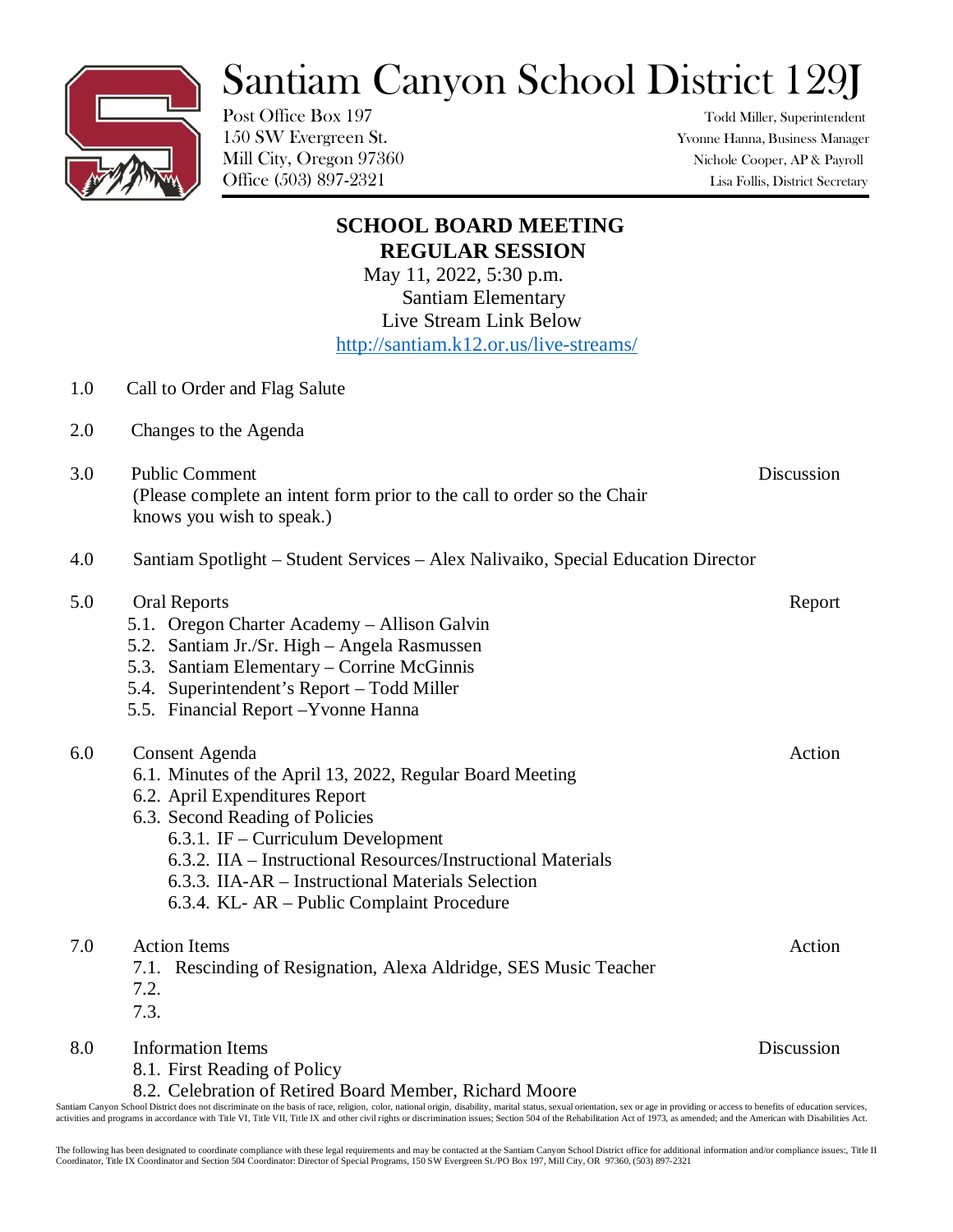# Santiam Canyon School District 129J

Post Office Box 197
150 SW Evergreen St.
Mill City, Oregon 97360
Office (503) 897-2321

Todd Miller, Superintendent
Yvonne Hanna, Business Manager
Nichole Cooper, AP & Payroll
Lisa Follis, District Secretary

## SCHOOL BOARD MEETING
## REGULAR SESSION

May 11, 2022, 5:30 p.m.
Santiam Elementary
Live Stream Link Below
http://santiam.k12.or.us/live-streams/

1.0 Call to Order and Flag Salute

2.0 Changes to the Agenda

3.0 Public Comment — Discussion
(Please complete an intent form prior to the call to order so the Chair knows you wish to speak.)

4.0 Santiam Spotlight – Student Services – Alex Nalivaiko, Special Education Director

5.0 Oral Reports — Report
- 5.1. Oregon Charter Academy – Allison Galvin
- 5.2. Santiam Jr./Sr. High – Angela Rasmussen
- 5.3. Santiam Elementary – Corrine McGinnis
- 5.4. Superintendent's Report – Todd Miller
- 5.5. Financial Report –Yvonne Hanna

6.0 Consent Agenda — Action
- 6.1. Minutes of the April 13, 2022, Regular Board Meeting
- 6.2. April Expenditures Report
- 6.3. Second Reading of Policies
  - 6.3.1. IF – Curriculum Development
  - 6.3.2. IIA – Instructional Resources/Instructional Materials
  - 6.3.3. IIA-AR – Instructional Materials Selection
  - 6.3.4. KL- AR – Public Complaint Procedure

7.0 Action Items — Action
- 7.1. Rescinding of Resignation, Alexa Aldridge, SES Music Teacher
- 7.2.
- 7.3.

8.0 Information Items — Discussion
- 8.1. First Reading of Policy
- 8.2. Celebration of Retired Board Member, Richard Moore

Santiam Canyon School District does not discriminate on the basis of race, religion, color, national origin, disability, marital status, sexual orientation, sex or age in providing or access to benefits of education services, activities and programs in accordance with Title VI, Title VII, Title IX and other civil rights or discrimination issues; Section 504 of the Rehabilitation Act of 1973, as amended; and the American with Disabilities Act.

The following has been designated to coordinate compliance with these legal requirements and may be contacted at the Santiam Canyon School District office for additional information and/or compliance issues:, Title II Coordinator, Title IX Coordinator and Section 504 Coordinator: Director of Special Programs, 150 SW Evergreen St./PO Box 197, Mill City, OR 97360, (503) 897-2321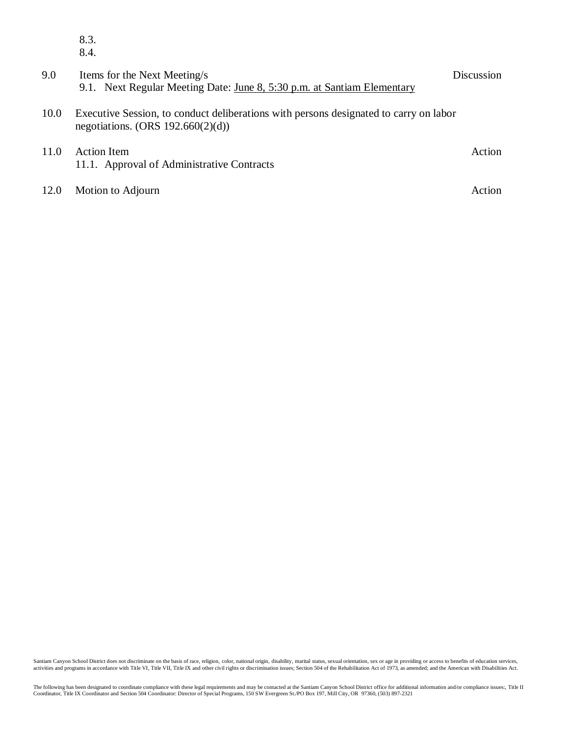8.3.
8.4.

9.0 Items for the Next Meeting/s — Discussion
9.1. Next Regular Meeting Date: June 8, 5:30 p.m. at Santiam Elementary

10.0 Executive Session, to conduct deliberations with persons designated to carry on labor negotiations. (ORS 192.660(2)(d))

11.0 Action Item — Action
11.1. Approval of Administrative Contracts

12.0 Motion to Adjourn — Action

Santiam Canyon School District does not discriminate on the basis of race, religion, color, national origin, disability, marital status, sexual orientation, sex or age in providing or access to benefits of education services, activities and programs in accordance with Title VI, Title VII, Title IX and other civil rights or discrimination issues; Section 504 of the Rehabilitation Act of 1973, as amended; and the American with Disabilities Act.

The following has been designated to coordinate compliance with these legal requirements and may be contacted at the Santiam Canyon School District office for additional information and/or compliance issues:, Title II Coordinator, Title IX Coordinator and Section 504 Coordinator: Director of Special Programs, 150 SW Evergreen St./PO Box 197, Mill City, OR 97360, (503) 897-2321